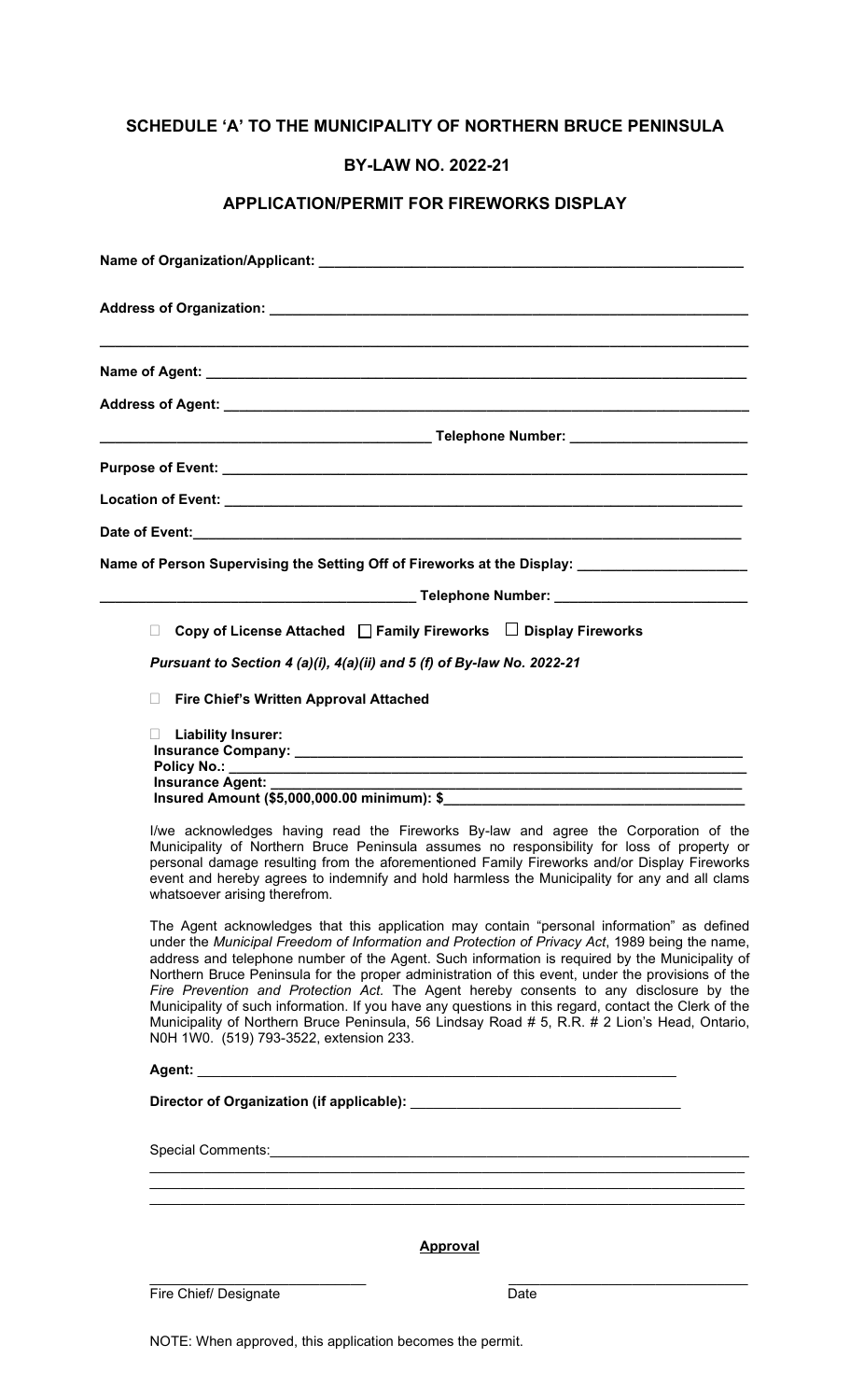## SCHEDULE 'A' TO THE MUNICIPALITY OF NORTHERN BRUCE PENINSULA

## BY-LAW NO. 2022-21

## APPLICATION/PERMIT FOR FIREWORKS DISPLAY

**Name of Organization/Applicant:** ______________________________________________________

**Address of Organization:** ______________________________________________________

______________________________________________________

**Name of Agent:** ______________________________________________________

**Address of Agent:** ______________________________________________________

______________________________ **Telephone Number:** ______________________

**Purpose of Event:** ______________________________________________________

**Location of Event:** ______________________________________________________

**Date of Event:** ______________________________________________________

**Name of Person Supervising the Setting Off of Fireworks at the Display:** ______________________

______________________________ **Telephone Number:** ______________________

☐ **Copy of License Attached** ☐ **Family Fireworks** ☐ **Display Fireworks**

***Pursuant to Section 4 (a)(i), 4(a)(ii) and 5 (f) of By-law No. 2022-21***

☐ **Fire Chief's Written Approval Attached**

☐ **Liability Insurer:**
**Insurance Company:** ______________________________________________________
**Policy No.:** ______________________________________________________
**Insurance Agent:** ______________________________________________________
**Insured Amount ($5,000,000.00 minimum): $** ______________________________

I/we acknowledges having read the Fireworks By-law and agree the Corporation of the Municipality of Northern Bruce Peninsula assumes no responsibility for loss of property or personal damage resulting from the aforementioned Family Fireworks and/or Display Fireworks event and hereby agrees to indemnify and hold harmless the Municipality for any and all clams whatsoever arising therefrom.

The Agent acknowledges that this application may contain "personal information" as defined under the *Municipal Freedom of Information and Protection of Privacy Act*, 1989 being the name, address and telephone number of the Agent. Such information is required by the Municipality of Northern Bruce Peninsula for the proper administration of this event, under the provisions of the *Fire Prevention and Protection Act*. The Agent hereby consents to any disclosure by the Municipality of such information. If you have any questions in this regard, contact the Clerk of the Municipality of Northern Bruce Peninsula, 56 Lindsay Road # 5, R.R. # 2 Lion's Head, Ontario, N0H 1W0. (519) 793-3522, extension 233.

**Agent:** ______________________________________________________

**Director of Organization (if applicable):** ______________________________

Special Comments: ______________________________________________________

______________________________________________________

______________________________________________________

______________________________________________________

**Approval**

______________________________ ______________________________

Fire Chief/ Designate Date

NOTE: When approved, this application becomes the permit.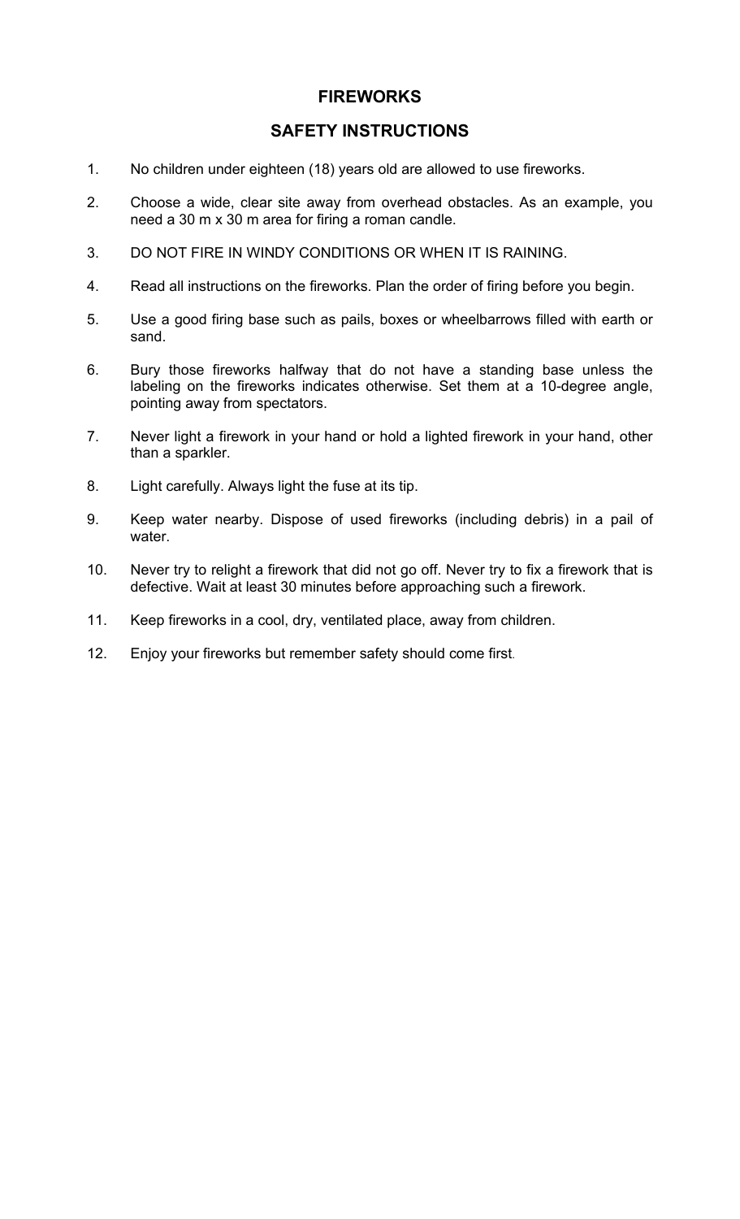# FIREWORKS

## SAFETY INSTRUCTIONS

1. No children under eighteen (18) years old are allowed to use fireworks.

2. Choose a wide, clear site away from overhead obstacles. As an example, you need a 30 m x 30 m area for firing a roman candle.

3. DO NOT FIRE IN WINDY CONDITIONS OR WHEN IT IS RAINING.

4. Read all instructions on the fireworks. Plan the order of firing before you begin.

5. Use a good firing base such as pails, boxes or wheelbarrows filled with earth or sand.

6. Bury those fireworks halfway that do not have a standing base unless the labeling on the fireworks indicates otherwise. Set them at a 10-degree angle, pointing away from spectators.

7. Never light a firework in your hand or hold a lighted firework in your hand, other than a sparkler.

8. Light carefully. Always light the fuse at its tip.

9. Keep water nearby. Dispose of used fireworks (including debris) in a pail of water.

10. Never try to relight a firework that did not go off. Never try to fix a firework that is defective. Wait at least 30 minutes before approaching such a firework.

11. Keep fireworks in a cool, dry, ventilated place, away from children.

12. Enjoy your fireworks but remember safety should come first.